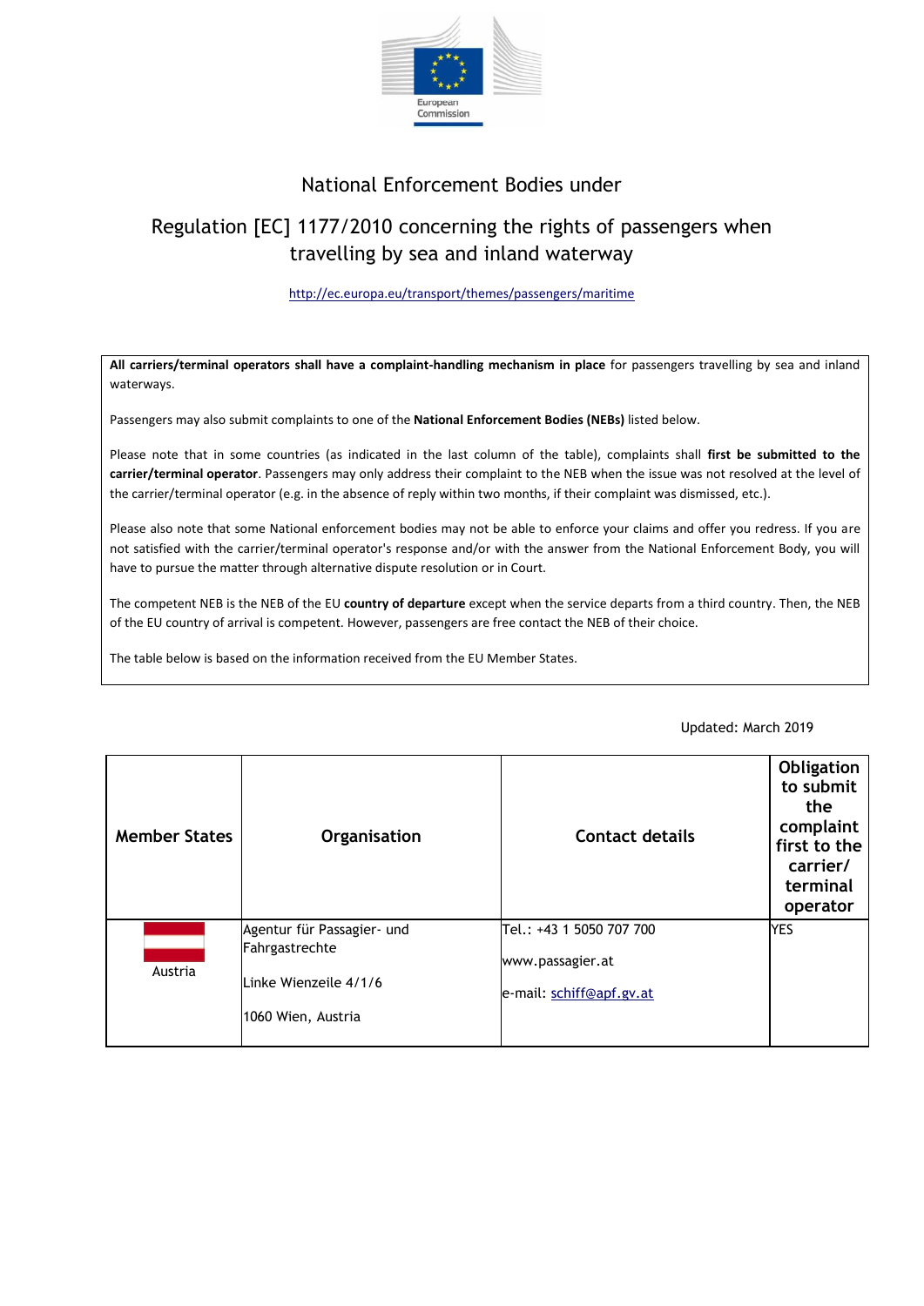# National Enforcement Bodies under

## Regulation [EC] 1177/2010 concerning the rights of passengers when travelling by sea and inland waterway

http://ec.europa.eu/transport/themes/passengers/maritime

**All carriers/terminal operators shall have a complaint-handling mechanism in place** for passengers travelling by sea and inland waterways.

Passengers may also submit complaints to one of the **National Enforcement Bodies (NEBs)** listed below.

Please note that in some countries (as indicated in the last column of the table), complaints shall **first be submitted to the carrier/terminal operator**. Passengers may only address their complaint to the NEB when the issue was not resolved at the level of the carrier/terminal operator (e.g. in the absence of reply within two months, if their complaint was dismissed, etc.).

Please also note that some National enforcement bodies may not be able to enforce your claims and offer you redress. If you are not satisfied with the carrier/terminal operator's response and/or with the answer from the National Enforcement Body, you will have to pursue the matter through alternative dispute resolution or in Court.

The competent NEB is the NEB of the EU **country of departure** except when the service departs from a third country. Then, the NEB of the EU country of arrival is competent. However, passengers are free contact the NEB of their choice.

The table below is based on the information received from the EU Member States.

Updated: March 2019

| Member States | Organisation | Contact details | Obligation to submit the complaint first to the carrier/ terminal operator |
|---|---|---|---|
| Austria | Agentur für Passagier- und Fahrgastrechte<br><br>Linke Wienzeile 4/1/6<br><br>1060 Wien, Austria | Tel.: +43 1 5050 707 700<br><br>www.passagier.at<br><br>e-mail: schiff@apf.gv.at | YES |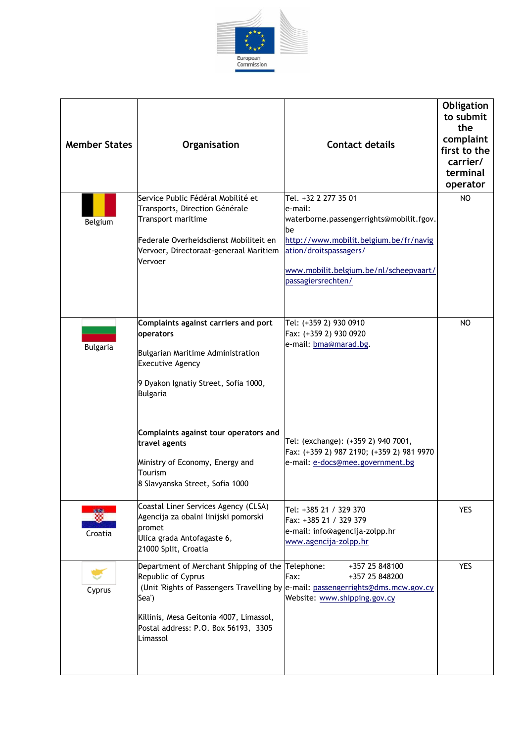| Member States | Organisation | Contact details | Obligation to submit the complaint first to the carrier/ terminal operator |
|---|---|---|---|
| Belgium | Service Public Fédéral Mobilité et Transports, Direction Générale Transport maritime<br><br>Federale Overheidsdienst Mobiliteit en Vervoer, Directoraat-generaal Maritiem Vervoer | Tel. +32 2 277 35 01<br>e-mail: waterborne.passengerrights@mobilit.fgov.be<br>http://www.mobilit.belgium.be/fr/navigation/droitspassagers/<br><br>www.mobilit.belgium.be/nl/scheepvaart/passagiersrechten/ | NO |
| Bulgaria | **Complaints against carriers and port operators**<br><br>Bulgarian Maritime Administration Executive Agency<br><br>9 Dyakon Ignatiy Street, Sofia 1000, Bulgaria<br><br>**Complaints against tour operators and travel agents**<br><br>Ministry of Economy, Energy and Tourism<br>8 Slavyanska Street, Sofia 1000 | Tel: (+359 2) 930 0910<br>Fax: (+359 2) 930 0920<br>e-mail: bma@marad.bg.<br><br>Tel: (exchange): (+359 2) 940 7001,<br>Fax: (+359 2) 987 2190; (+359 2) 981 9970<br>e-mail: e-docs@mee.government.bg | NO |
| Croatia | Coastal Liner Services Agency (CLSA)<br>Agencija za obalni linijski pomorski promet<br>Ulica grada Antofagaste 6,<br>21000 Split, Croatia | Tel: +385 21 / 329 370<br>Fax: +385 21 / 329 379<br>e-mail: info@agencija-zolpp.hr<br>www.agencija-zolpp.hr | YES |
| Cyprus | Department of Merchant Shipping of the Republic of Cyprus<br>(Unit 'Rights of Passengers Travelling by Sea')<br><br>Killinis, Mesa Geitonia 4007, Limassol,<br>Postal address: P.O. Box 56193, 3305 Limassol | Telephone: +357 25 848100<br>Fax: +357 25 848200<br>e-mail: passengerrights@dms.mcw.gov.cy<br>Website: www.shipping.gov.cy | YES |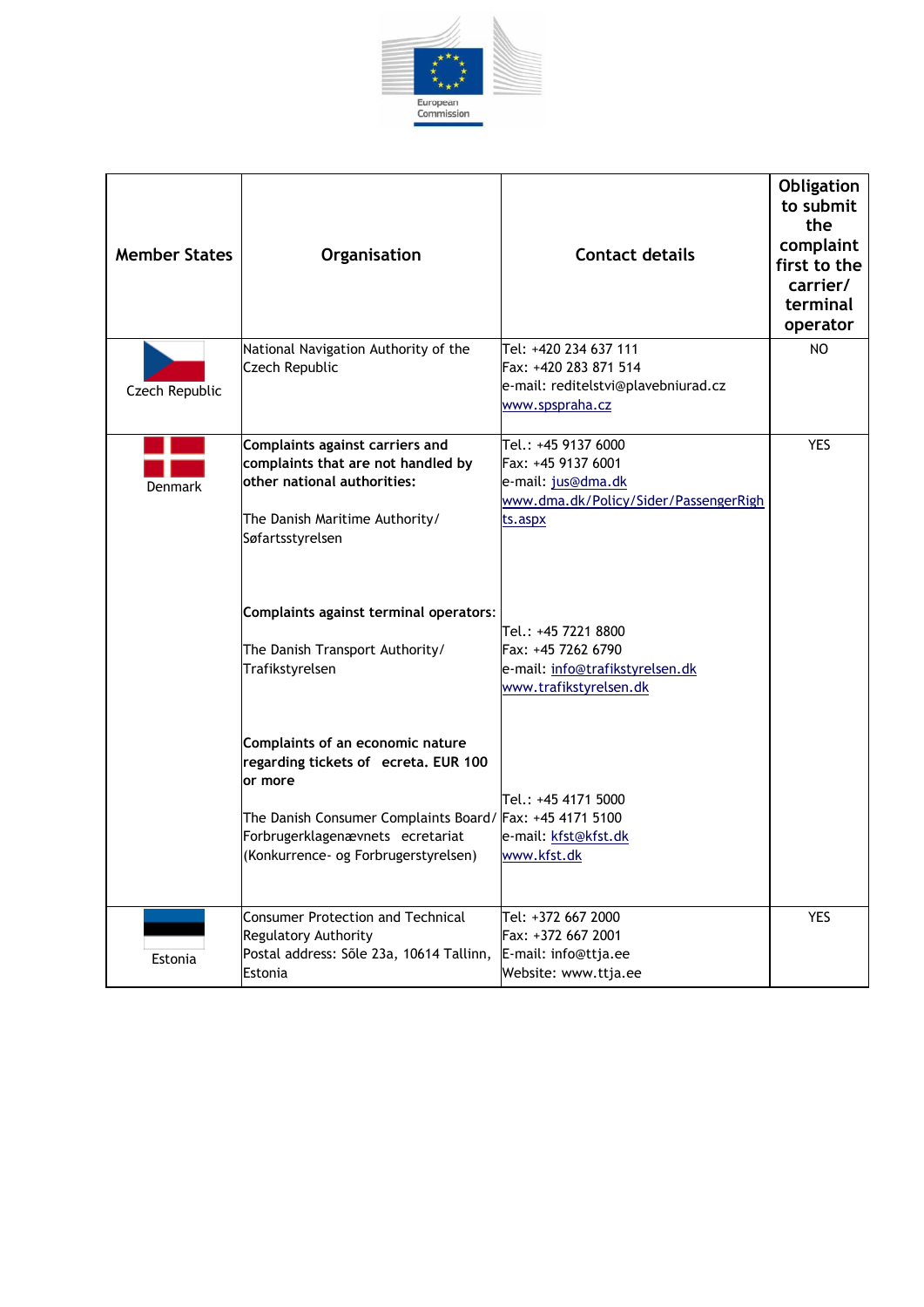| Member States | Organisation | Contact details | Obligation to submit the complaint first to the carrier/ terminal operator |
|---|---|---|---|
| Czech Republic | National Navigation Authority of the Czech Republic | Tel: +420 234 637 111<br>Fax: +420 283 871 514<br>e-mail: reditelstvi@plavebniurad.cz<br>www.spspraha.cz | NO |
| Denmark | **Complaints against carriers and complaints that are not handled by other national authorities:**<br><br>The Danish Maritime Authority/ Søfartsstyrelsen<br><br>**Complaints against terminal operators:**<br><br>The Danish Transport Authority/ Trafikstyrelsen<br><br>**Complaints of an economic nature regarding tickets of ecreta. EUR 100 or more**<br><br>The Danish Consumer Complaints Board/ Forbrugerklagenævnets ecretariat (Konkurrence- og Forbrugerstyrelsen) | Tel.: +45 9137 6000<br>Fax: +45 9137 6001<br>e-mail: jus@dma.dk<br>www.dma.dk/Policy/Sider/PassengerRights.aspx<br><br>Tel.: +45 7221 8800<br>Fax: +45 7262 6790<br>e-mail: info@trafikstyrelsen.dk<br>www.trafikstyrelsen.dk<br><br>Tel.: +45 4171 5000<br>Fax: +45 4171 5100<br>e-mail: kfst@kfst.dk<br>www.kfst.dk | YES |
| Estonia | Consumer Protection and Technical Regulatory Authority<br>Postal address: Sõle 23a, 10614 Tallinn, Estonia | Tel: +372 667 2000<br>Fax: +372 667 2001<br>E-mail: info@ttja.ee<br>Website: www.ttja.ee | YES |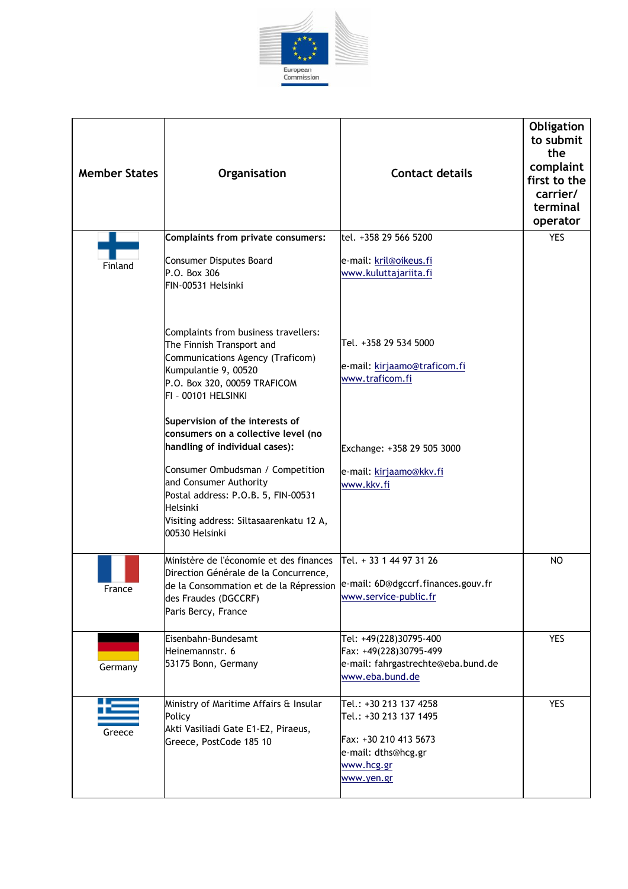| Member States | Organisation | Contact details | Obligation to submit the complaint first to the carrier/ terminal operator |
|---|---|---|---|
| Finland | **Complaints from private consumers:**<br><br>Consumer Disputes Board<br>P.O. Box 306<br>FIN-00531 Helsinki<br><br>Complaints from business travellers:<br>The Finnish Transport and Communications Agency (Traficom)<br>Kumpulantie 9, 00520<br>P.O. Box 320, 00059 TRAFICOM<br>FI - 00101 HELSINKI<br><br>**Supervision of the interests of consumers on a collective level (no handling of individual cases):**<br><br>Consumer Ombudsman / Competition and Consumer Authority<br>Postal address: P.O.B. 5, FIN-00531 Helsinki<br>Visiting address: Siltasaarenkatu 12 A, 00530 Helsinki | tel. +358 29 566 5200<br><br>e-mail: kril@oikeus.fi<br>www.kuluttajariita.fi<br><br>Tel. +358 29 534 5000<br><br>e-mail: kirjaamo@traficom.fi<br>www.traficom.fi<br><br>Exchange: +358 29 505 3000<br><br>e-mail: kirjaamo@kkv.fi<br>www.kkv.fi | YES |
| France | Ministère de l'économie et des finances<br>Direction Générale de la Concurrence, de la Consommation et de la Répression des Fraudes (DGCCRF)<br>Paris Bercy, France | Tel. + 33 1 44 97 31 26<br><br>e-mail: 6D@dgccrf.finances.gouv.fr<br>www.service-public.fr | NO |
| Germany | Eisenbahn-Bundesamt<br>Heinemannstr. 6<br>53175 Bonn, Germany | Tel: +49(228)30795-400<br>Fax: +49(228)30795-499<br>e-mail: fahrgastrechte@eba.bund.de<br>www.eba.bund.de | YES |
| Greece | Ministry of Maritime Affairs & Insular Policy<br>Akti Vasiliadi Gate E1-E2, Piraeus, Greece, PostCode 185 10 | Tel.: +30 213 137 4258<br>Tel.: +30 213 137 1495<br><br>Fax: +30 210 413 5673<br>e-mail: dths@hcg.gr<br>www.hcg.gr<br>www.yen.gr | YES |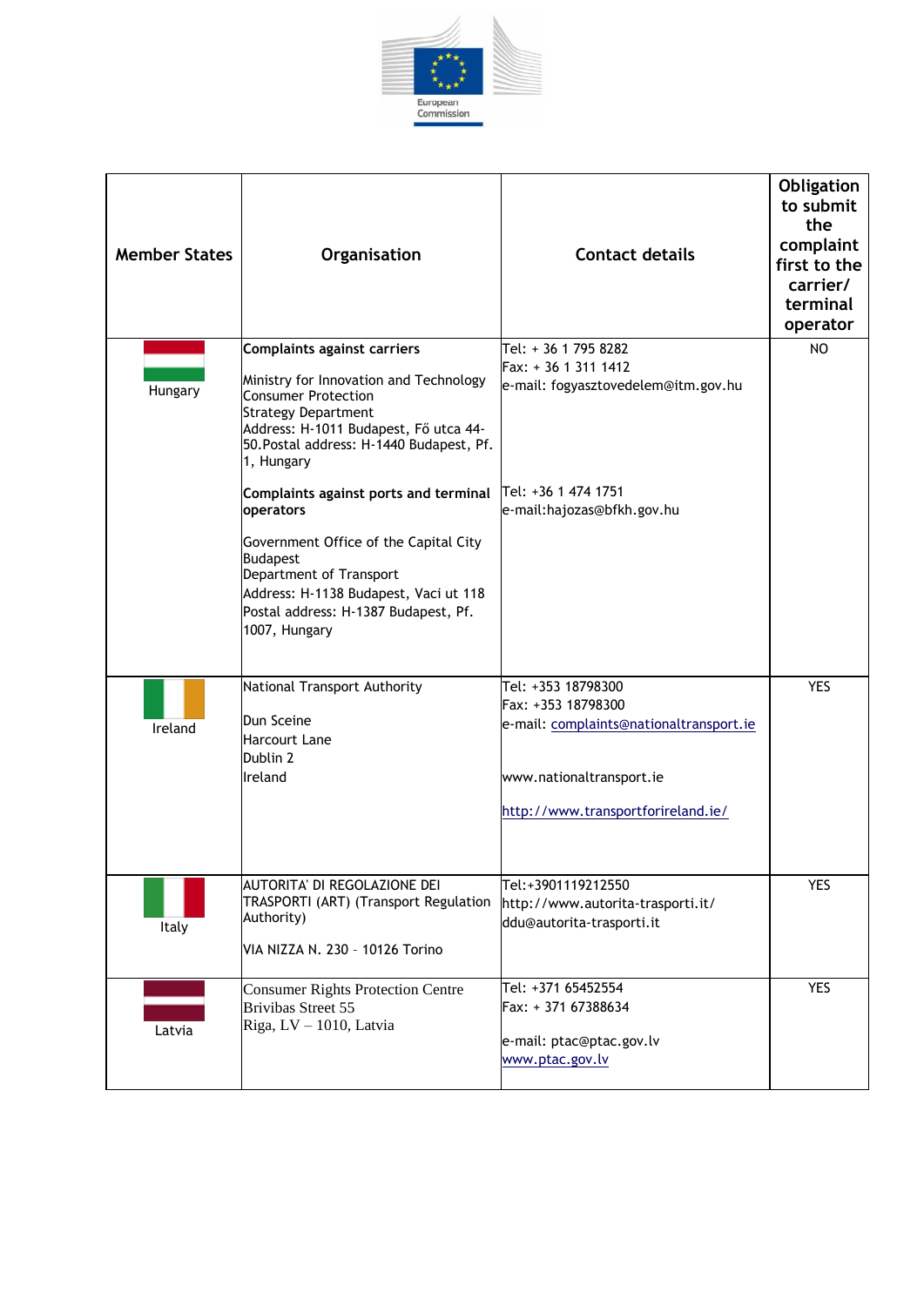| Member States | Organisation | Contact details | Obligation to submit the complaint first to the carrier/ terminal operator |
|---|---|---|---|
| Hungary | **Complaints against carriers**<br><br>Ministry for Innovation and Technology Consumer Protection Strategy Department<br>Address: H-1011 Budapest, Fő utca 44-50.Postal address: H-1440 Budapest, Pf. 1, Hungary<br><br>**Complaints against ports and terminal operators**<br><br>Government Office of the Capital City Budapest<br>Department of Transport<br>Address: H-1138 Budapest, Vaci ut 118<br>Postal address: H-1387 Budapest, Pf. 1007, Hungary | Tel: + 36 1 795 8282<br>Fax: + 36 1 311 1412<br>e-mail: fogyasztovedelem@itm.gov.hu<br><br>Tel: +36 1 474 1751<br>e-mail:hajozas@bfkh.gov.hu | NO |
| Ireland | National Transport Authority<br><br>Dun Sceine<br>Harcourt Lane<br>Dublin 2<br>Ireland | Tel: +353 18798300<br>Fax: +353 18798300<br>e-mail: complaints@nationaltransport.ie<br><br>www.nationaltransport.ie<br><br>http://www.transportforireland.ie/ | YES |
| Italy | AUTORITA' DI REGOLAZIONE DEI TRASPORTI (ART) (Transport Regulation Authority)<br><br>VIA NIZZA N. 230 - 10126 Torino | Tel:+3901119212550<br>http://www.autorita-trasporti.it/<br>ddu@autorita-trasporti.it | YES |
| Latvia | Consumer Rights Protection Centre<br>Brivibas Street 55<br>Riga, LV – 1010, Latvia | Tel: +371 65452554<br>Fax: + 371 67388634<br><br>e-mail: ptac@ptac.gov.lv<br>www.ptac.gov.lv | YES |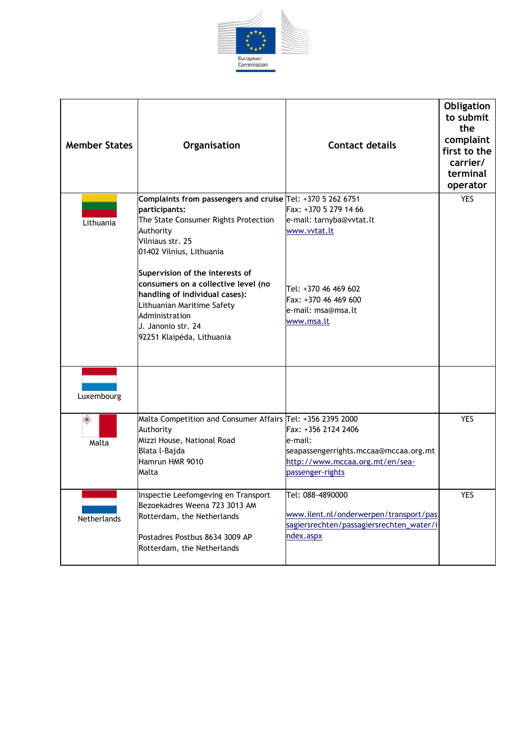| Member States | Organisation | Contact details | Obligation to submit the complaint first to the carrier/ terminal operator |
|---|---|---|---|
| Lithuania | **Complaints from passengers and cruise participants:**<br>The State Consumer Rights Protection Authority<br>Vilniaus str. 25<br>01402 Vilnius, Lithuania<br><br>**Supervision of the interests of consumers on a collective level (no handling of individual cases):**<br>Lithuanian Maritime Safety Administration<br>J. Janonio str. 24<br>92251 Klaipėda, Lithuania | Tel: +370 5 262 6751<br>Fax: +370 5 279 14 66<br>e-mail: tarnyba@vvtat.lt<br>www.vvtat.lt<br><br>Tel: +370 46 469 602<br>Fax: +370 46 469 600<br>e-mail: msa@msa.lt<br>www.msa.lt | YES |
| Luxembourg | | | |
| Malta | Malta Competition and Consumer Affairs Authority<br>Mizzi House, National Road<br>Blata l-Bajda<br>Hamrun HMR 9010<br>Malta | Tel: +356 2395 2000<br>Fax: +356 2124 2406<br>e-mail: seapassengerrights.mccaa@mccaa.org.mt<br>http://www.mccaa.org.mt/en/sea-passenger-rights | YES |
| Netherlands | Inspectie Leefomgeving en Transport<br>Bezoekadres Weena 723 3013 AM<br>Rotterdam, the Netherlands<br><br>Postadres Postbus 8634 3009 AP<br>Rotterdam, the Netherlands | Tel: 088-4890000<br><br>www.ilent.nl/onderwerpen/transport/passagiersrechten/passagiersrechten_water/index.aspx | YES |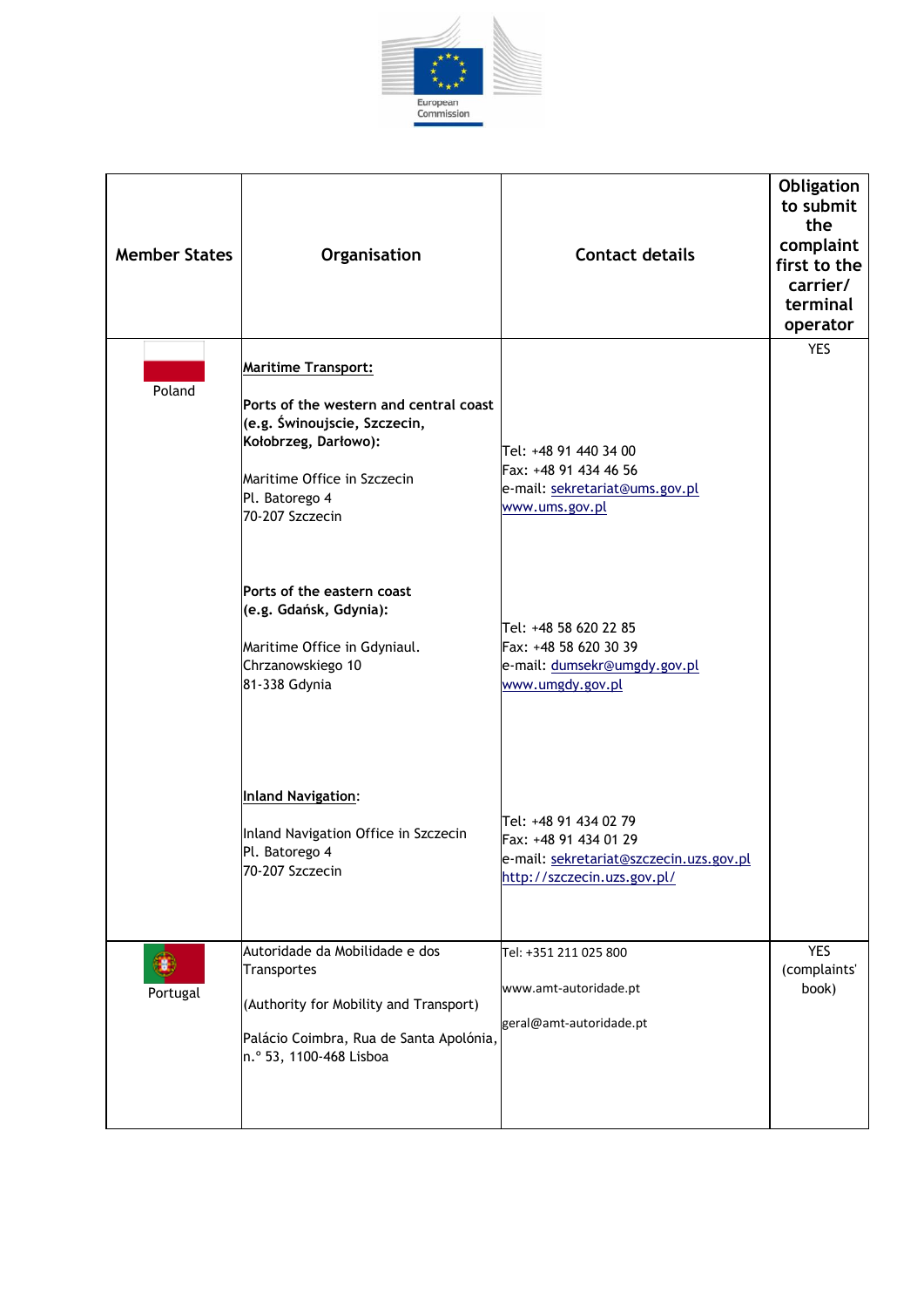| Member States | Organisation | Contact details | Obligation to submit the complaint first to the carrier/ terminal operator |
|---|---|---|---|
| Poland | **Maritime Transport:**<br><br>**Ports of the western and central coast (e.g. Świnoujscie, Szczecin, Kołobrzeg, Darłowo):**<br><br>Maritime Office in Szczecin<br>Pl. Batorego 4<br>70-207 Szczecin<br><br>**Ports of the eastern coast (e.g. Gdańsk, Gdynia):**<br><br>Maritime Office in Gdyniaul. Chrzanowskiego 10<br>81-338 Gdynia<br><br>**Inland Navigation:**<br><br>Inland Navigation Office in Szczecin<br>Pl. Batorego 4<br>70-207 Szczecin | <br><br><br>Tel: +48 91 440 34 00<br>Fax: +48 91 434 46 56<br>e-mail: sekretariat@ums.gov.pl<br>www.ums.gov.pl<br><br>Tel: +48 58 620 22 85<br>Fax: +48 58 620 30 39<br>e-mail: dumsekr@umgdy.gov.pl<br>www.umgdy.gov.pl<br><br>Tel: +48 91 434 02 79<br>Fax: +48 91 434 01 29<br>e-mail: sekretariat@szczecin.uzs.gov.pl<br>http://szczecin.uzs.gov.pl/ | YES |
| Portugal | Autoridade da Mobilidade e dos Transportes<br><br>(Authority for Mobility and Transport)<br><br>Palácio Coimbra, Rua de Santa Apolónia, n.º 53, 1100-468 Lisboa | Tel: +351 211 025 800<br><br>www.amt-autoridade.pt<br><br>geral@amt-autoridade.pt | YES (complaints' book) |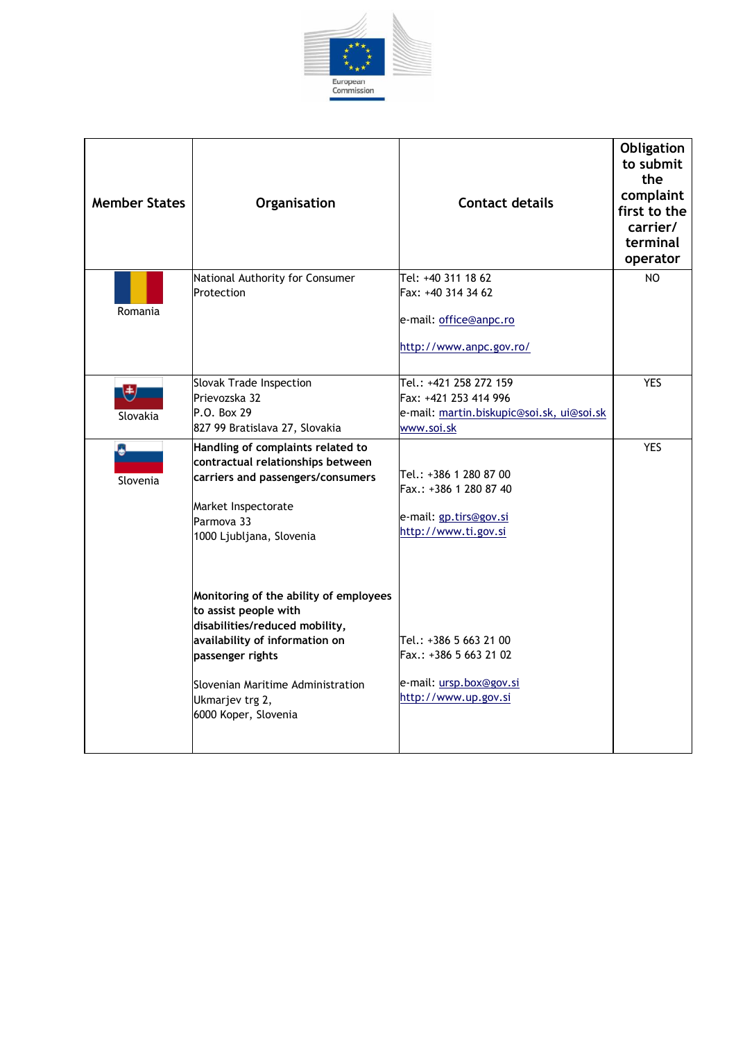| Member States | Organisation | Contact details | Obligation to submit the complaint first to the carrier/ terminal operator |
|---|---|---|---|
| Romania | National Authority for Consumer Protection | Tel: +40 311 18 62<br>Fax: +40 314 34 62<br><br>e-mail: office@anpc.ro<br><br>http://www.anpc.gov.ro/ | NO |
| Slovakia | Slovak Trade Inspection<br>Prievozska 32<br>P.O. Box 29<br>827 99 Bratislava 27, Slovakia | Tel.: +421 258 272 159<br>Fax: +421 253 414 996<br>e-mail: martin.biskupic@soi.sk, ui@soi.sk<br>www.soi.sk | YES |
| Slovenia | **Handling of complaints related to contractual relationships between carriers and passengers/consumers**<br><br>Market Inspectorate<br>Parmova 33<br>1000 Ljubljana, Slovenia<br><br>**Monitoring of the ability of employees to assist people with disabilities/reduced mobility, availability of information on passenger rights**<br><br>Slovenian Maritime Administration<br>Ukmarjev trg 2,<br>6000 Koper, Slovenia | Tel.: +386 1 280 87 00<br>Fax.: +386 1 280 87 40<br><br>e-mail: gp.tirs@gov.si<br>http://www.ti.gov.si<br><br>Tel.: +386 5 663 21 00<br>Fax.: +386 5 663 21 02<br><br>e-mail: ursp.box@gov.si<br>http://www.up.gov.si | YES |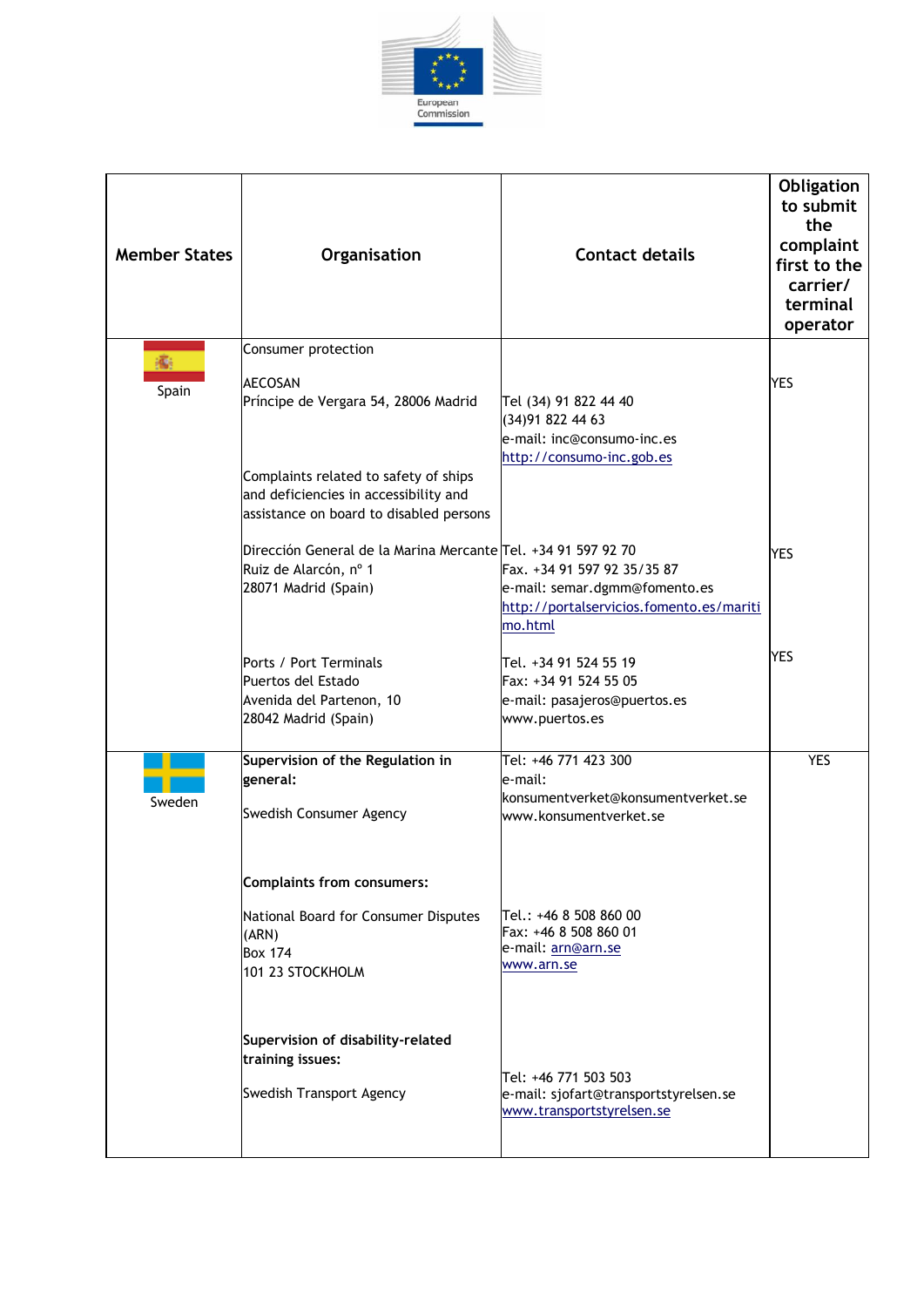| Member States | Organisation | Contact details | Obligation to submit the complaint first to the carrier/ terminal operator |
|---|---|---|---|
| Spain | Consumer protection<br><br>AECOSAN<br>Príncipe de Vergara 54, 28006 Madrid | Tel (34) 91 822 44 40<br>(34)91 822 44 63<br>e-mail: inc@consumo-inc.es<br>http://consumo-inc.gob.es | YES |
| | Complaints related to safety of ships and deficiencies in accessibility and assistance on board to disabled persons<br><br>Dirección General de la Marina Mercante<br>Ruiz de Alarcón, nº 1<br>28071 Madrid (Spain) | Tel. +34 91 597 92 70<br>Fax. +34 91 597 92 35/35 87<br>e-mail: semar.dgmm@fomento.es<br>http://portalservicios.fomento.es/maritimo.html | YES |
| | Ports / Port Terminals<br>Puertos del Estado<br>Avenida del Partenon, 10<br>28042 Madrid (Spain) | Tel. +34 91 524 55 19<br>Fax: +34 91 524 55 05<br>e-mail: pasajeros@puertos.es<br>www.puertos.es | YES |
| Sweden | **Supervision of the Regulation in general:**<br><br>Swedish Consumer Agency | Tel: +46 771 423 300<br>e-mail: konsumentverket@konsumentverket.se<br>www.konsumentverket.se | YES |
| | **Complaints from consumers:**<br><br>National Board for Consumer Disputes (ARN)<br>Box 174<br>101 23 STOCKHOLM | Tel.: +46 8 508 860 00<br>Fax: +46 8 508 860 01<br>e-mail: arn@arn.se<br>www.arn.se | |
| | **Supervision of disability-related training issues:**<br><br>Swedish Transport Agency | Tel: +46 771 503 503<br>e-mail: sjofart@transportstyrelsen.se<br>www.transportstyrelsen.se | |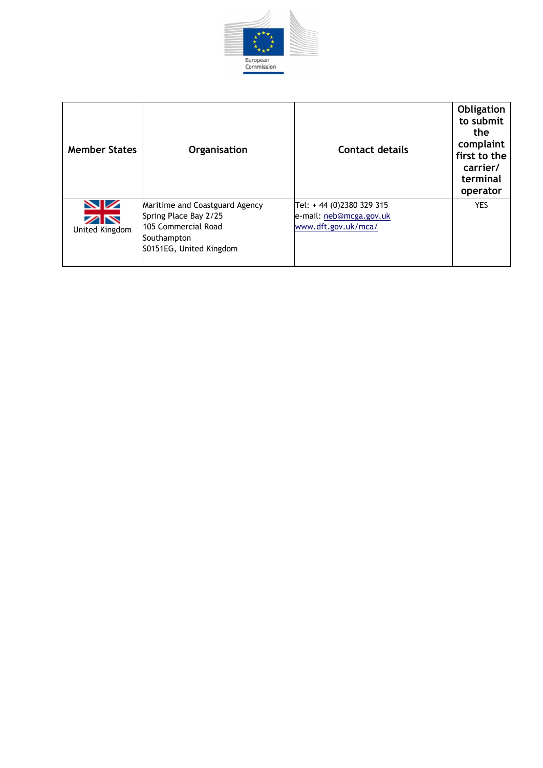| Member States | Organisation | Contact details | Obligation to submit the complaint first to the carrier/ terminal operator |
|---|---|---|---|
| United Kingdom | Maritime and Coastguard Agency<br>Spring Place Bay 2/25<br>105 Commercial Road<br>Southampton<br>S0151EG, United Kingdom | Tel: + 44 (0)2380 329 315<br>e-mail: neb@mcga.gov.uk<br>www.dft.gov.uk/mca/ | YES |